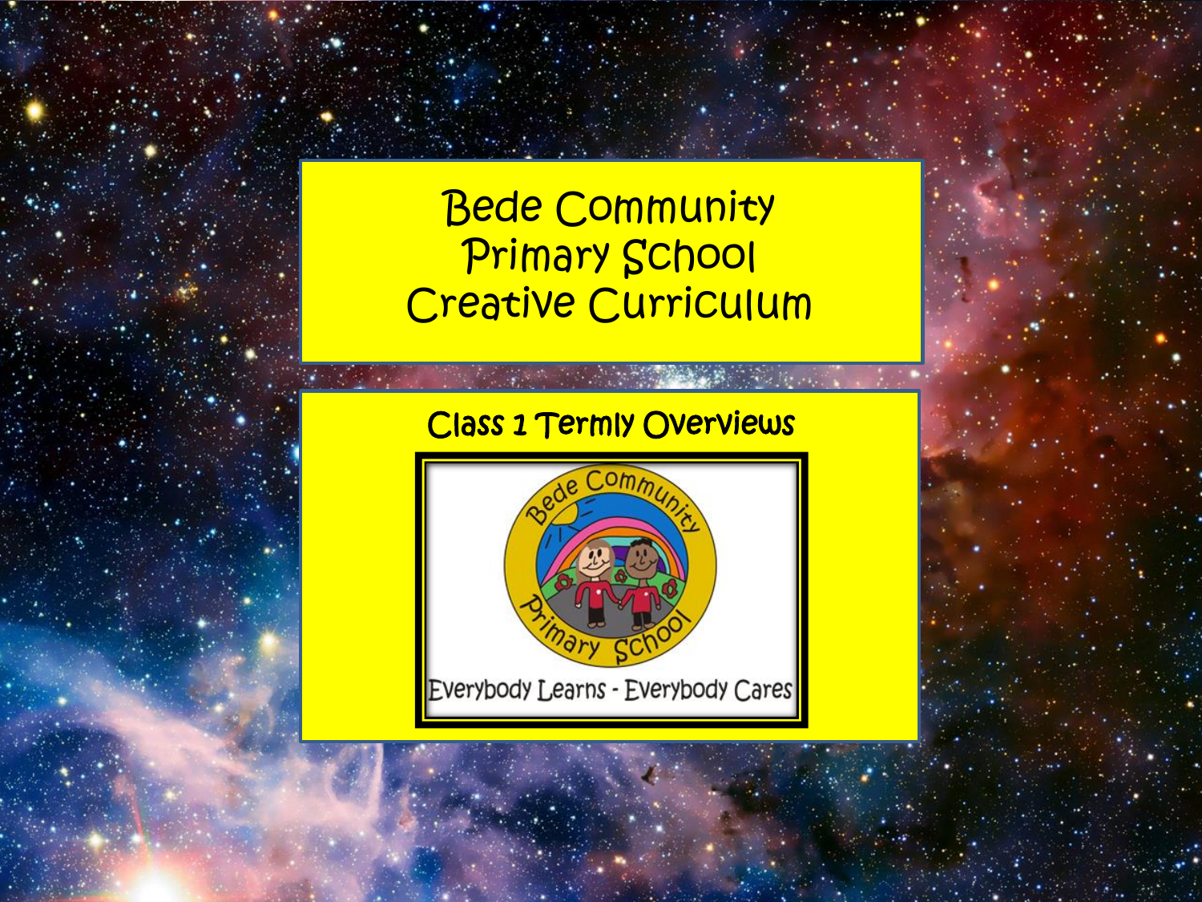# Bede Community Primary School Creative Curriculum

## Class 1 Termly Overviews

Everybody Learns - Everybody Cares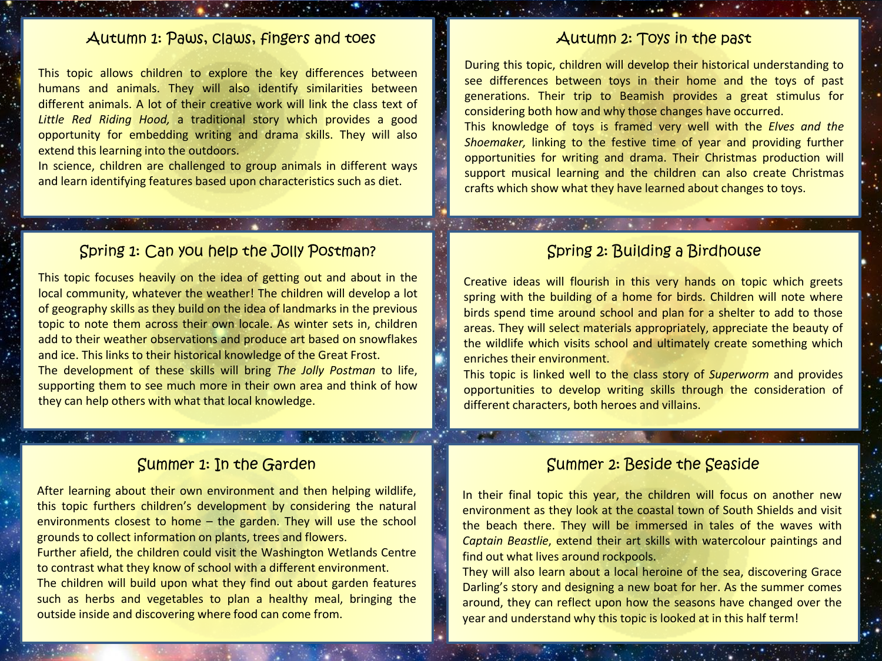## Autumn 1: Paws, claws, fingers and toes

This topic allows children to explore the key differences between humans and animals. They will also identify similarities between different animals. A lot of their creative work will link the class text of *Little Red Riding Hood,* a traditional story which provides a good opportunity for embedding writing and drama skills. They will also extend this learning into the outdoors.

In science, children are challenged to group animals in different ways and learn identifying features based upon characteristics such as diet.

## Autumn 2: Toys in the past

During this topic, children will develop their historical understanding to see differences between toys in their home and the toys of past generations. Their trip to Beamish provides a great stimulus for considering both how and why those changes have occurred.

This knowledge of toys is framed very well with the *Elves and the Shoemaker,* linking to the festive time of year and providing further opportunities for writing and drama. Their Christmas production will support musical learning and the children can also create Christmas crafts which show what they have learned about changes to toys.

## Spring 1: Can you help the Jolly Postman?

This topic focuses heavily on the idea of getting out and about in the local community, whatever the weather! The children will develop a lot of geography skills as they build on the idea of landmarks in the previous topic to note them across their own locale. As winter sets in, children add to their weather observations and produce art based on snowflakes and ice. This links to their historical knowledge of the Great Frost.

The development of these skills will bring *The Jolly Postman* to life, supporting them to see much more in their own area and think of how they can help others with what that local knowledge.

## Spring 2: Building a Birdhouse

Creative ideas will flourish in this very hands on topic which greets spring with the building of a home for birds. Children will note where birds spend time around school and plan for a shelter to add to those areas. They will select materials appropriately, appreciate the beauty of the wildlife which visits school and ultimately create something which enriches their environment.

This topic is linked well to the class story of *Superworm* and provides opportunities to develop writing skills through the consideration of different characters, both heroes and villains.

## Summer 1: In the Garden

After learning about their own environment and then helping wildlife, this topic furthers children's development by considering the natural environments closest to home – the garden. They will use the school grounds to collect information on plants, trees and flowers.

Further afield, the children could visit the Washington Wetlands Centre to contrast what they know of school with a different environment.

The children will build upon what they find out about garden features such as herbs and vegetables to plan a healthy meal, bringing the outside inside and discovering where food can come from.

## Summer 2: Beside the Seaside

In their final topic this year, the children will focus on another new environment as they look at the coastal town of South Shields and visit the beach there. They will be immersed in tales of the waves with *Captain Beastlie*, extend their art skills with watercolour paintings and find out what lives around rockpools.

They will also learn about a local heroine of the sea, discovering Grace Darling's story and designing a new boat for her. As the summer comes around, they can reflect upon how the seasons have changed over the year and understand why this topic is looked at in this half term!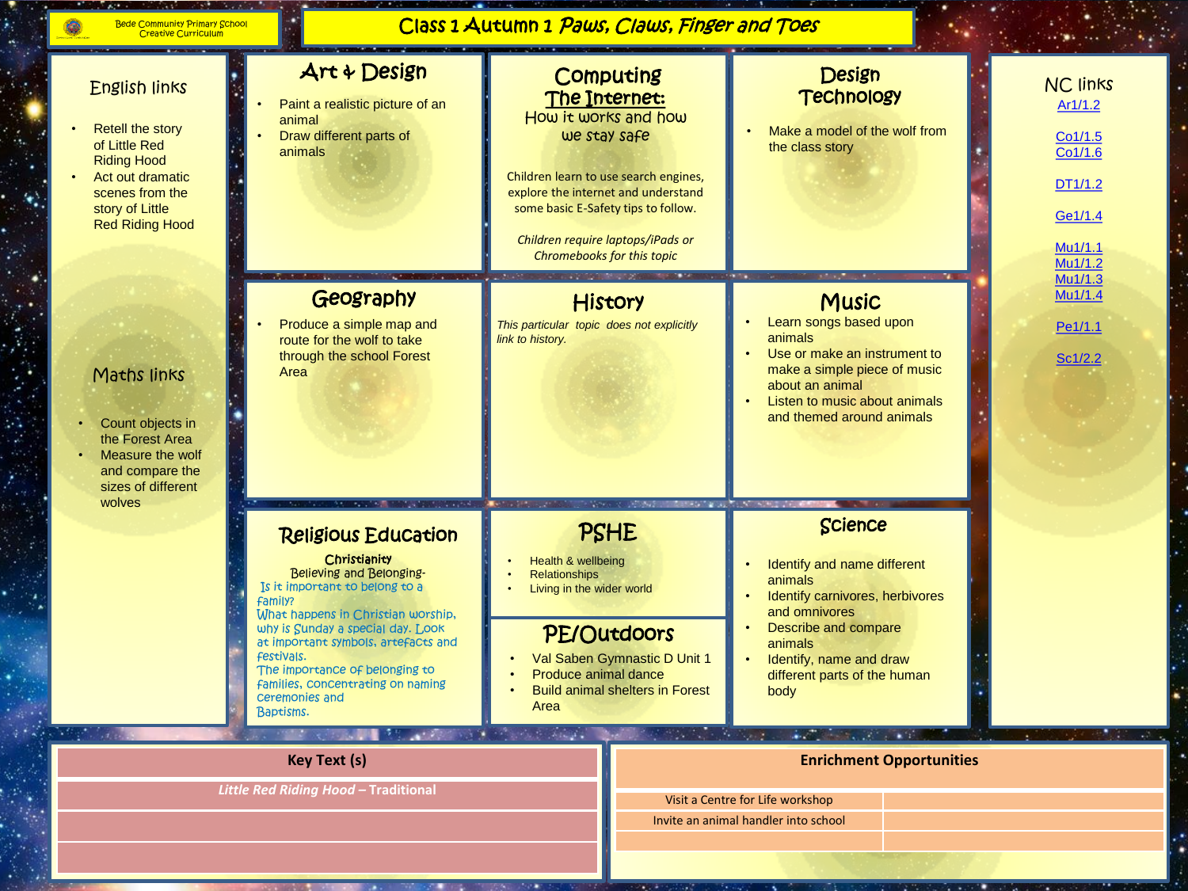Bede Community Primary School
Creative Curriculum

# Class 1 Autumn 1 *Paws, Claws, Finger and Toes*

## English links

- Retell the story of Little Red Riding Hood
- Act out dramatic scenes from the story of Little Red Riding Hood

## Maths links

- Count objects in the Forest Area
- Measure the wolf and compare the sizes of different wolves

## Art & Design

- Paint a realistic picture of an animal
- Draw different parts of animals

## Computing

### The Internet:

How it works and how we stay safe

Children learn to use search engines, explore the internet and understand some basic E-Safety tips to follow.

*Children require laptops/iPads or Chromebooks for this topic*

## Design Technology

- Make a model of the wolf from the class story

## Geography

- Produce a simple map and route for the wolf to take through the school Forest Area

## History

*This particular topic does not explicitly link to history.*

## Music

- Learn songs based upon animals
- Use or make an instrument to make a simple piece of music about an animal
- Listen to music about animals and themed around animals

## Religious Education

**Christianity**

Believing and Belonging-

Is it important to belong to a family?

What happens in Christian worship, why is Sunday a special day. Look at important symbols, artefacts and festivals.

The importance of belonging to families, concentrating on naming ceremonies and Baptisms.

## PSHE

- Health & wellbeing
- Relationships
- Living in the wider world

## PE/Outdoors

- Val Saben Gymnastic D Unit 1
- Produce animal dance
- Build animal shelters in Forest Area

## Science

- Identify and name different animals
- Identify carnivores, herbivores and omnivores
- Describe and compare animals
- Identify, name and draw different parts of the human body

## NC links

Ar1/1.2

Co1/1.5
Co1/1.6

DT1/1.2

Ge1/1.4

Mu1/1.1
Mu1/1.2
Mu1/1.3
Mu1/1.4

Pe1/1.1

Sc1/2.2

| Key Text (s) |
| --- |
| *Little Red Riding Hood* – Traditional |
| |
| |

| Enrichment Opportunities | |
| --- | --- |
| Visit a Centre for Life workshop | |
| Invite an animal handler into school | |
| | |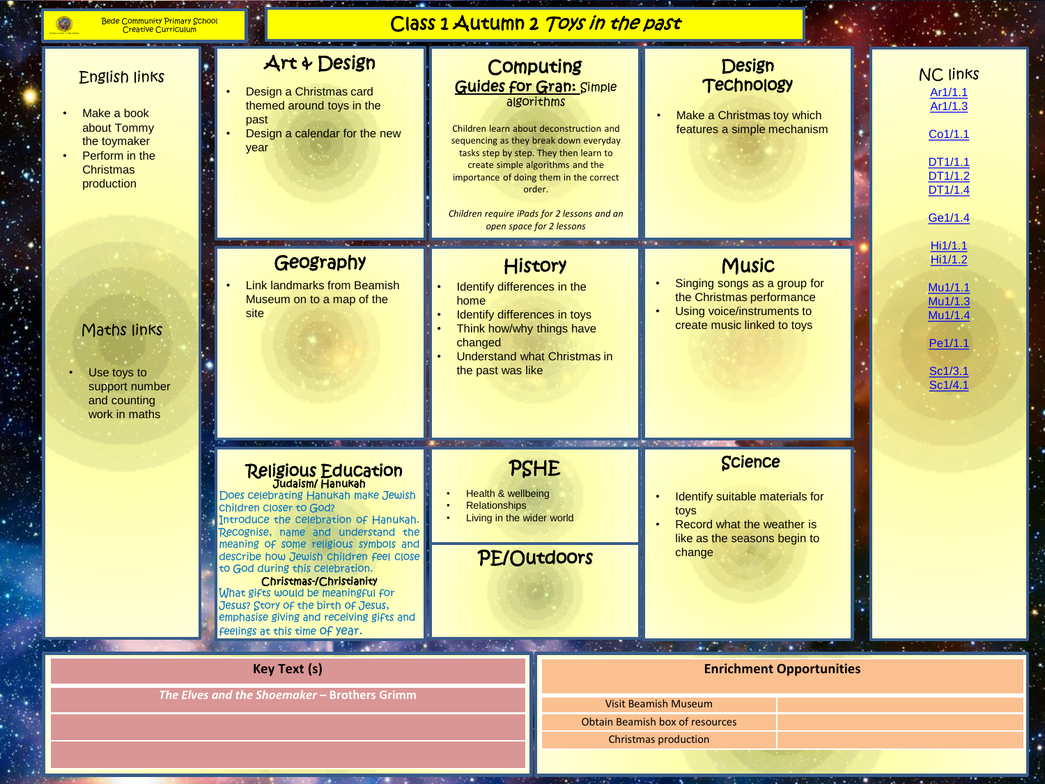Bede Community Primary School
Creative Curriculum

# Class 1 Autumn 2 *Toys in the past*

## English links

- Make a book about Tommy the toymaker
- Perform in the Christmas production

## Maths links

- Use toys to support number and counting work in maths

## Art & Design

- Design a Christmas card themed around toys in the past
- Design a calendar for the new year

## Computing

**Guides for Gran:** Simple algorithms

Children learn about deconstruction and sequencing as they break down everyday tasks step by step. They then learn to create simple algorithms and the importance of doing them in the correct order.

*Children require iPads for 2 lessons and an open space for 2 lessons*

## Design Technology

- Make a Christmas toy which features a simple mechanism

## Geography

- Link landmarks from Beamish Museum on to a map of the site

## History

- Identify differences in the home
- Identify differences in toys
- Think how/why things have changed
- Understand what Christmas in the past was like

## Music

- Singing songs as a group for the Christmas performance
- Using voice/instruments to create music linked to toys

## Religious Education

**Judaism/ Hanukah**

Does celebrating Hanukah make Jewish children closer to God?
Introduce the celebration of Hanukah. Recognise, name and understand the meaning of some religious symbols and describe how Jewish children feel close to God during this celebration.

**Christmas-/Christianity**

What gifts would be meaningful for Jesus? Story of the birth of Jesus, emphasise giving and receiving gifts and feelings at this time of year.

## PSHE

- Health & wellbeing
- Relationships
- Living in the wider world

## PE/Outdoors

## Science

- Identify suitable materials for toys
- Record what the weather is like as the seasons begin to change

## NC links

Ar1/1.1
Ar1/1.3

Co1/1.1

DT1/1.1
DT1/1.2
DT1/1.4

Ge1/1.4

Hi1/1.1
Hi1/1.2

Mu1/1.1
Mu1/1.3
Mu1/1.4

Pe1/1.1

Sc1/3.1
Sc1/4.1

| Key Text (s) |
| --- |
| ***The Elves and the Shoemaker*** **– Brothers Grimm** |
| |
| |

| Enrichment Opportunities | |
| --- | --- |
| Visit Beamish Museum | |
| Obtain Beamish box of resources | |
| Christmas production | |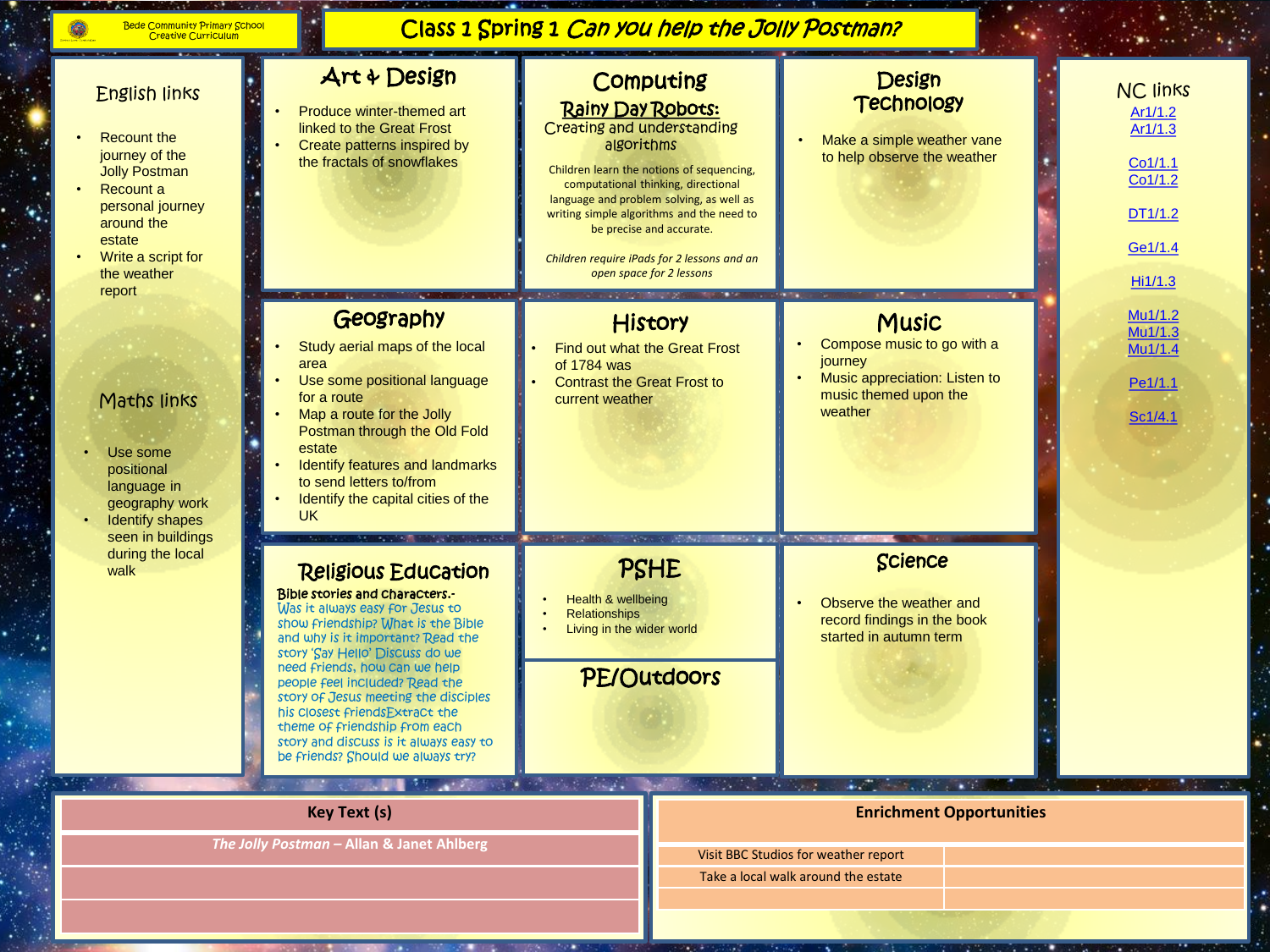Bede Community Primary School
Creative Curriculum

# Class 1 Spring 1 *Can you help the Jolly Postman?*

## English links

- Recount the journey of the Jolly Postman
- Recount a personal journey around the estate
- Write a script for the weather report

## Maths links

- Use some positional language in geography work
- Identify shapes seen in buildings during the local walk

## Art & Design

- Produce winter-themed art linked to the Great Frost
- Create patterns inspired by the fractals of snowflakes

## Computing

### Rainy Day Robots:

Creating and understanding algorithms

Children learn the notions of sequencing, computational thinking, directional language and problem solving, as well as writing simple algorithms and the need to be precise and accurate.

*Children require iPads for 2 lessons and an open space for 2 lessons*

## Design Technology

- Make a simple weather vane to help observe the weather

## Geography

- Study aerial maps of the local area
- Use some positional language for a route
- Map a route for the Jolly Postman through the Old Fold estate
- Identify features and landmarks to send letters to/from
- Identify the capital cities of the UK

## History

- Find out what the Great Frost of 1784 was
- Contrast the Great Frost to current weather

## Music

- Compose music to go with a journey
- Music appreciation: Listen to music themed upon the weather

## Religious Education

**Bible stories and characters.-**

Was it always easy for Jesus to show friendship? What is the Bible and why is it important? Read the story 'Say Hello' Discuss do we need friends, how can we help people feel included? Read the story of Jesus meeting the disciples his closest friendsExtract the theme of friendship from each story and discuss is it always easy to be friends? Should we always try?

## PSHE

- Health & wellbeing
- Relationships
- Living in the wider world

## PE/Outdoors

## Science

- Observe the weather and record findings in the book started in autumn term

## NC links

Ar1/1.2
Ar1/1.3

Co1/1.1
Co1/1.2

DT1/1.2

Ge1/1.4

Hi1/1.3

Mu1/1.2
Mu1/1.3
Mu1/1.4

Pe1/1.1

Sc1/4.1

| Key Text (s) |
|---|
| *The Jolly Postman* – Allan & Janet Ahlberg |
| |
| |

| Enrichment Opportunities | |
|---|---|
| Visit BBC Studios for weather report | |
| Take a local walk around the estate | |
| | |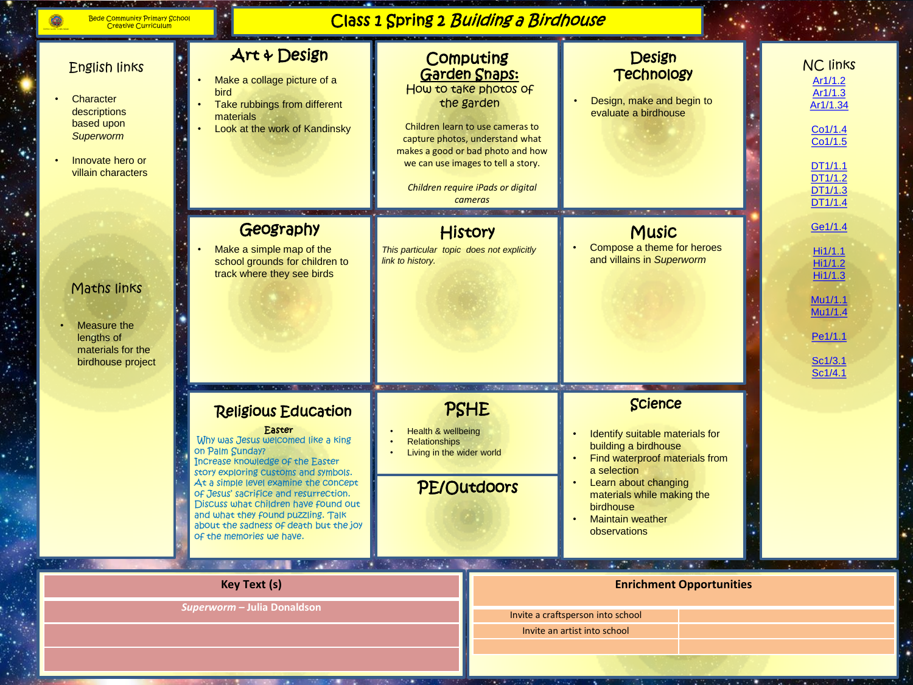Bede Community Primary School
Creative Curriculum

# Class 1 Spring 2 *Building a Birdhouse*

## English links

- Character descriptions based upon *Superworm*
- Innovate hero or villain characters

## Maths links

- Measure the lengths of materials for the birdhouse project

## Art & Design

- Make a collage picture of a bird
- Take rubbings from different materials
- Look at the work of Kandinsky

## Computing

**Garden Snaps:**

How to take photos of the garden

Children learn to use cameras to capture photos, understand what makes a good or bad photo and how we can use images to tell a story.

*Children require iPads or digital cameras*

## Design Technology

- Design, make and begin to evaluate a birdhouse

## Geography

- Make a simple map of the school grounds for children to track where they see birds

## History

*This particular topic does not explicitly link to history.*

## Music

- Compose a theme for heroes and villains in *Superworm*

## Religious Education

**Easter**

Why was Jesus welcomed like a king on Palm Sunday?
Increase knowledge of the Easter story exploring customs and symbols.
At a simple level examine the concept of Jesus' sacrifice and resurrection.
Discuss what children have found out and what they found puzzling. Talk about the sadness of death but the joy of the memories we have.

## PSHE

- Health & wellbeing
- Relationships
- Living in the wider world

## PE/Outdoors

## Science

- Identify suitable materials for building a birdhouse
- Find waterproof materials from a selection
- Learn about changing materials while making the birdhouse
- Maintain weather observations

## NC links

Ar1/1.2
Ar1/1.3
Ar1/1.34

Co1/1.4
Co1/1.5

DT1/1.1
DT1/1.2
DT1/1.3
DT1/1.4

Ge1/1.4

Hi1/1.1
Hi1/1.2
Hi1/1.3

Mu1/1.1
Mu1/1.4

Pe1/1.1

Sc1/3.1
Sc1/4.1

| Key Text (s) |
| --- |
| *Superworm* – Julia Donaldson |
| |
| |

| Enrichment Opportunities | |
| --- | --- |
| Invite a craftsperson into school | |
| Invite an artist into school | |
| | |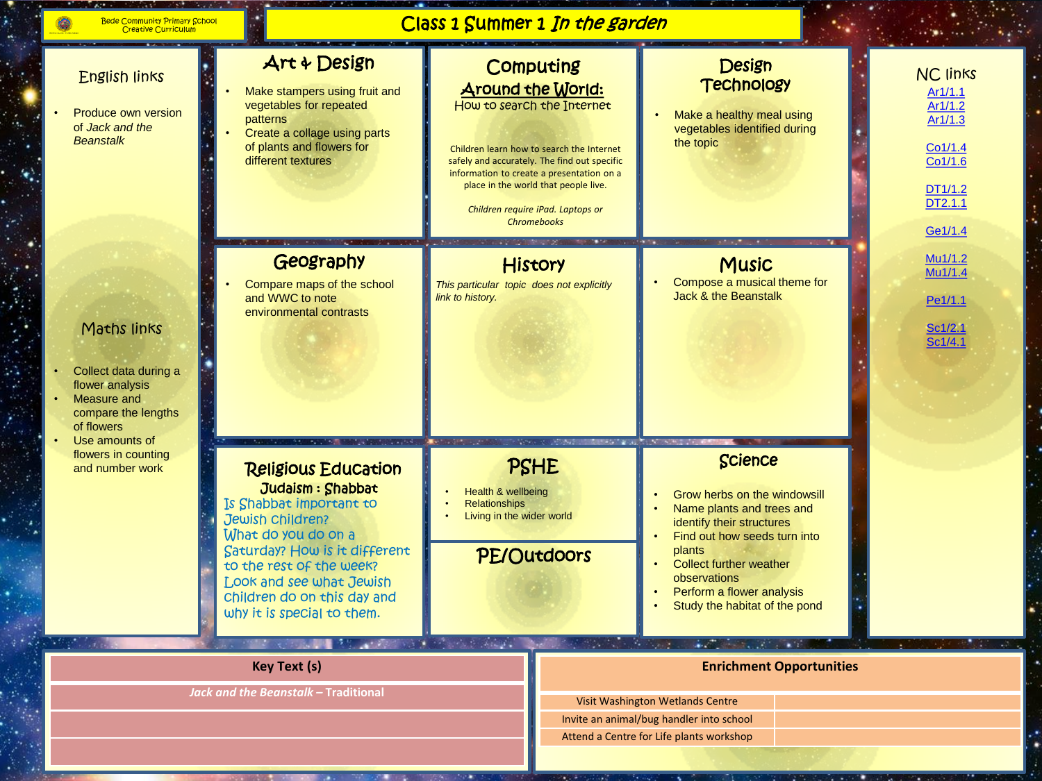Bede Community Primary School
Creative Curriculum

# Class 1 Summer 1 *In the garden*

## English links

- Produce own version of *Jack and the Beanstalk*

## Maths links

- Collect data during a flower analysis
- Measure and compare the lengths of flowers
- Use amounts of flowers in counting and number work

## Art & Design

- Make stampers using fruit and vegetables for repeated patterns
- Create a collage using parts of plants and flowers for different textures

## Computing

### Around the World:

How to search the Internet

Children learn how to search the Internet safely and accurately. The find out specific information to create a presentation on a place in the world that people live.

*Children require iPad. Laptops or Chromebooks*

## Design Technology

- Make a healthy meal using vegetables identified during the topic

## Geography

- Compare maps of the school and WWC to note environmental contrasts

## History

*This particular topic does not explicitly link to history.*

## Music

- Compose a musical theme for Jack & the Beanstalk

## Religious Education

### Judaism : Shabbat

Is Shabbat important to Jewish children?
What do you do on a Saturday? How is it different to the rest of the week?
Look and see what Jewish children do on this day and why it is special to them.

## PSHE

- Health & wellbeing
- Relationships
- Living in the wider world

## PE/Outdoors

## Science

- Grow herbs on the windowsill
- Name plants and trees and identify their structures
- Find out how seeds turn into plants
- Collect further weather observations
- Perform a flower analysis
- Study the habitat of the pond

## NC links

Ar1/1.1
Ar1/1.2
Ar1/1.3

Co1/1.4
Co1/1.6

DT1/1.2
DT2.1.1

Ge1/1.4

Mu1/1.2
Mu1/1.4

Pe1/1.1

Sc1/2.1
Sc1/4.1

| Key Text (s) |
|---|
| *Jack and the Beanstalk* – Traditional |
| |
| |

| Enrichment Opportunities | |
|---|---|
| Visit Washington Wetlands Centre | |
| Invite an animal/bug handler into school | |
| Attend a Centre for Life plants workshop | |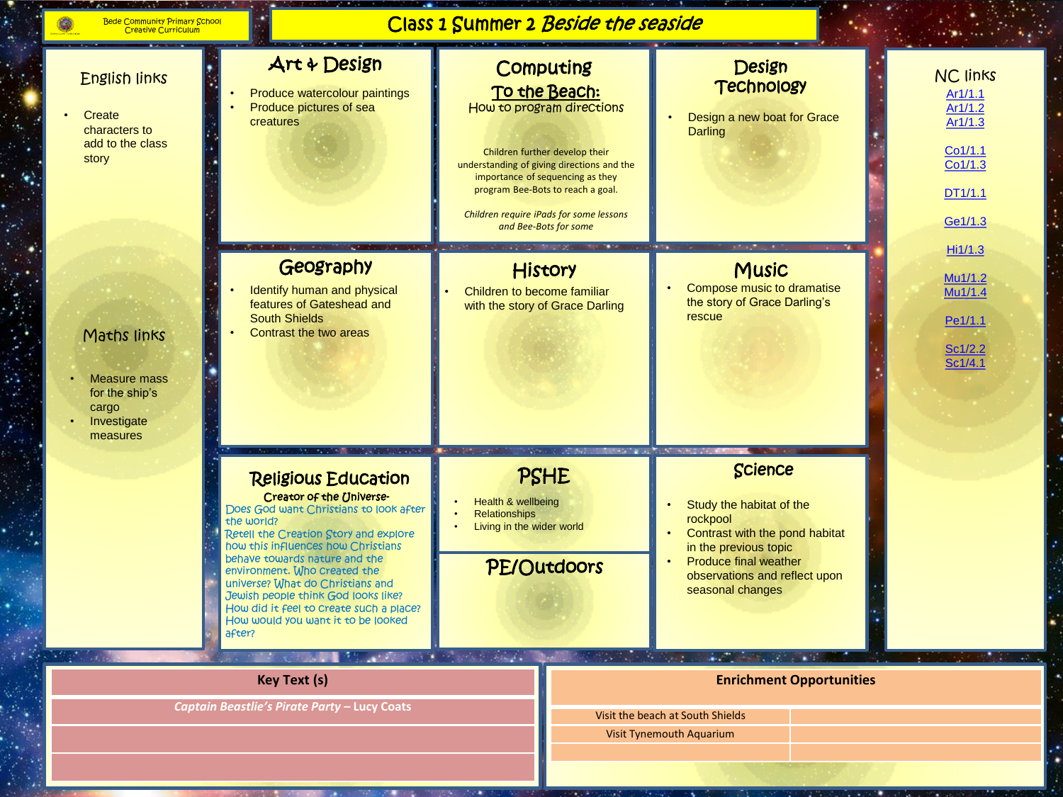Bede Community Primary School
Creative Curriculum

# Class 1 Summer 2 *Beside the seaside*

## English links

- Create characters to add to the class story

## Maths links

- Measure mass for the ship's cargo
- Investigate measures

## Art & Design

- Produce watercolour paintings
- Produce pictures of sea creatures

## Computing

**To the Beach:**
How to program directions

Children further develop their understanding of giving directions and the importance of sequencing as they program Bee-Bots to reach a goal.

*Children require iPads for some lessons and Bee-Bots for some*

## Design Technology

- Design a new boat for Grace Darling

## Geography

- Identify human and physical features of Gateshead and South Shields
- Contrast the two areas

## History

- Children to become familiar with the story of Grace Darling

## Music

- Compose music to dramatise the story of Grace Darling's rescue

## Religious Education

**Creator of the Universe-**

Does God want Christians to look after the world?
Retell the Creation Story and explore how this influences how Christians behave towards nature and the environment. Who created the universe? What do Christians and Jewish people think God looks like? How did it feel to create such a place? How would you want it to be looked after?

## PSHE

- Health & wellbeing
- Relationships
- Living in the wider world

## PE/Outdoors

## Science

- Study the habitat of the rockpool
- Contrast with the pond habitat in the previous topic
- Produce final weather observations and reflect upon seasonal changes

## NC links

Ar1/1.1
Ar1/1.2
Ar1/1.3

Co1/1.1
Co1/1.3

DT1/1.1

Ge1/1.3

Hi1/1.3

Mu1/1.2
Mu1/1.4

Pe1/1.1

Sc1/2.2
Sc1/4.1

| Key Text (s) |
|---|
| ***Captain Beastlie's Pirate Party*** **– Lucy Coats** |
| |
| |

| Enrichment Opportunities | |
|---|---|
| Visit the beach at South Shields | |
| Visit Tynemouth Aquarium | |
| | |